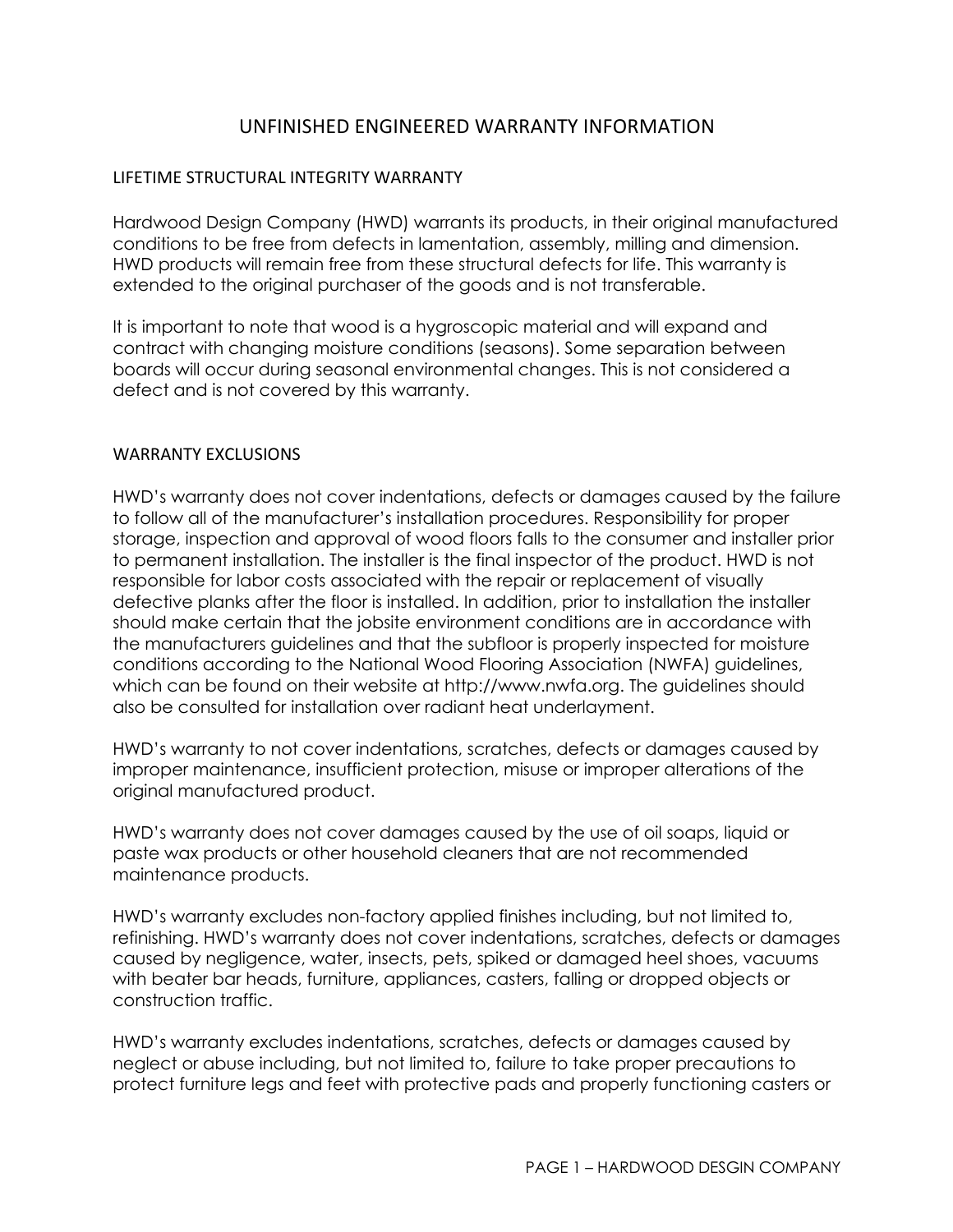# UNFINISHED ENGINEERED WARRANTY INFORMATION

## LIFETIME STRUCTURAL INTEGRITY WARRANTY

Hardwood Design Company (HWD) warrants its products, in their original manufactured conditions to be free from defects in lamentation, assembly, milling and dimension. HWD products will remain free from these structural defects for life. This warranty is extended to the original purchaser of the goods and is not transferable.

It is important to note that wood is a hygroscopic material and will expand and contract with changing moisture conditions (seasons). Some separation between boards will occur during seasonal environmental changes. This is not considered a defect and is not covered by this warranty.

## WARRANTY EXCLUSIONS

HWD's warranty does not cover indentations, defects or damages caused by the failure to follow all of the manufacturer's installation procedures. Responsibility for proper storage, inspection and approval of wood floors falls to the consumer and installer prior to permanent installation. The installer is the final inspector of the product. HWD is not responsible for labor costs associated with the repair or replacement of visually defective planks after the floor is installed. In addition, prior to installation the installer should make certain that the jobsite environment conditions are in accordance with the manufacturers guidelines and that the subfloor is properly inspected for moisture conditions according to the National Wood Flooring Association (NWFA) guidelines, which can be found on their website at http://www.nwfa.org. The guidelines should also be consulted for installation over radiant heat underlayment.

HWD's warranty to not cover indentations, scratches, defects or damages caused by improper maintenance, insufficient protection, misuse or improper alterations of the original manufactured product.

HWD's warranty does not cover damages caused by the use of oil soaps, liquid or paste wax products or other household cleaners that are not recommended maintenance products.

HWD's warranty excludes non-factory applied finishes including, but not limited to, refinishing. HWD's warranty does not cover indentations, scratches, defects or damages caused by negligence, water, insects, pets, spiked or damaged heel shoes, vacuums with beater bar heads, furniture, appliances, casters, falling or dropped objects or construction traffic.

HWD's warranty excludes indentations, scratches, defects or damages caused by neglect or abuse including, but not limited to, failure to take proper precautions to protect furniture legs and feet with protective pads and properly functioning casters or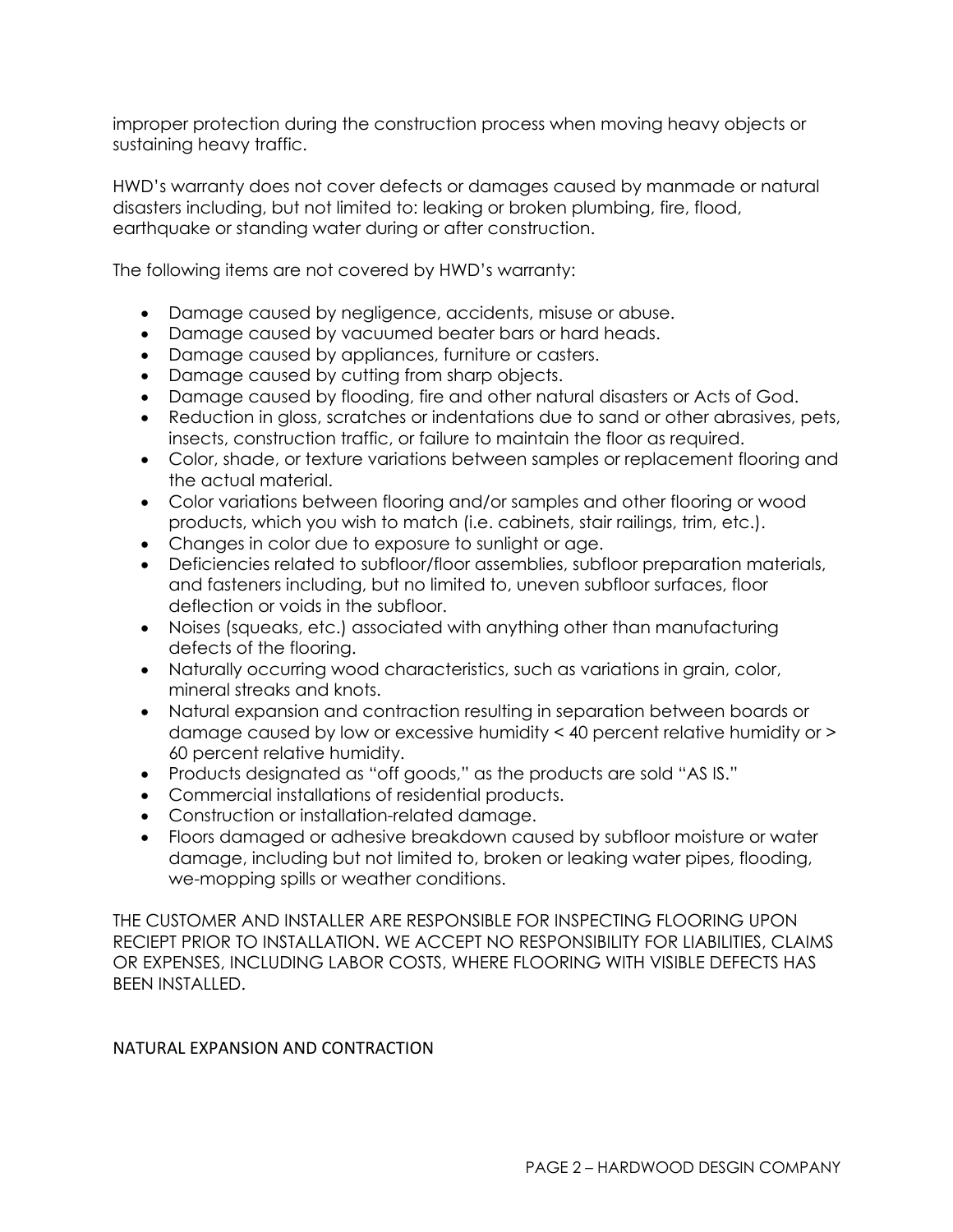improper protection during the construction process when moving heavy objects or sustaining heavy traffic.

HWD's warranty does not cover defects or damages caused by manmade or natural disasters including, but not limited to: leaking or broken plumbing, fire, flood, earthquake or standing water during or after construction.

The following items are not covered by HWD's warranty:

- Damage caused by negligence, accidents, misuse or abuse.
- Damage caused by vacuumed beater bars or hard heads.
- Damage caused by appliances, furniture or casters.
- Damage caused by cutting from sharp objects.
- Damage caused by flooding, fire and other natural disasters or Acts of God.
- Reduction in gloss, scratches or indentations due to sand or other abrasives, pets, insects, construction traffic, or failure to maintain the floor as required.
- Color, shade, or texture variations between samples or replacement flooring and the actual material.
- Color variations between flooring and/or samples and other flooring or wood products, which you wish to match (i.e. cabinets, stair railings, trim, etc.).
- Changes in color due to exposure to sunlight or age.
- Deficiencies related to subfloor/floor assemblies, subfloor preparation materials, and fasteners including, but no limited to, uneven subfloor surfaces, floor deflection or voids in the subfloor.
- Noises (squeaks, etc.) associated with anything other than manufacturing defects of the flooring.
- Naturally occurring wood characteristics, such as variations in grain, color, mineral streaks and knots.
- Natural expansion and contraction resulting in separation between boards or damage caused by low or excessive humidity < 40 percent relative humidity or > 60 percent relative humidity.
- Products designated as "off goods," as the products are sold "AS IS."
- Commercial installations of residential products.
- Construction or installation-related damage.
- Floors damaged or adhesive breakdown caused by subfloor moisture or water damage, including but not limited to, broken or leaking water pipes, flooding, we-mopping spills or weather conditions.

THE CUSTOMER AND INSTALLER ARE RESPONSIBLE FOR INSPECTING FLOORING UPON RECIEPT PRIOR TO INSTALLATION. WE ACCEPT NO RESPONSIBILITY FOR LIABILITIES, CLAIMS OR EXPENSES, INCLUDING LABOR COSTS, WHERE FLOORING WITH VISIBLE DEFECTS HAS BEEN INSTALLED.

## NATURAL EXPANSION AND CONTRACTION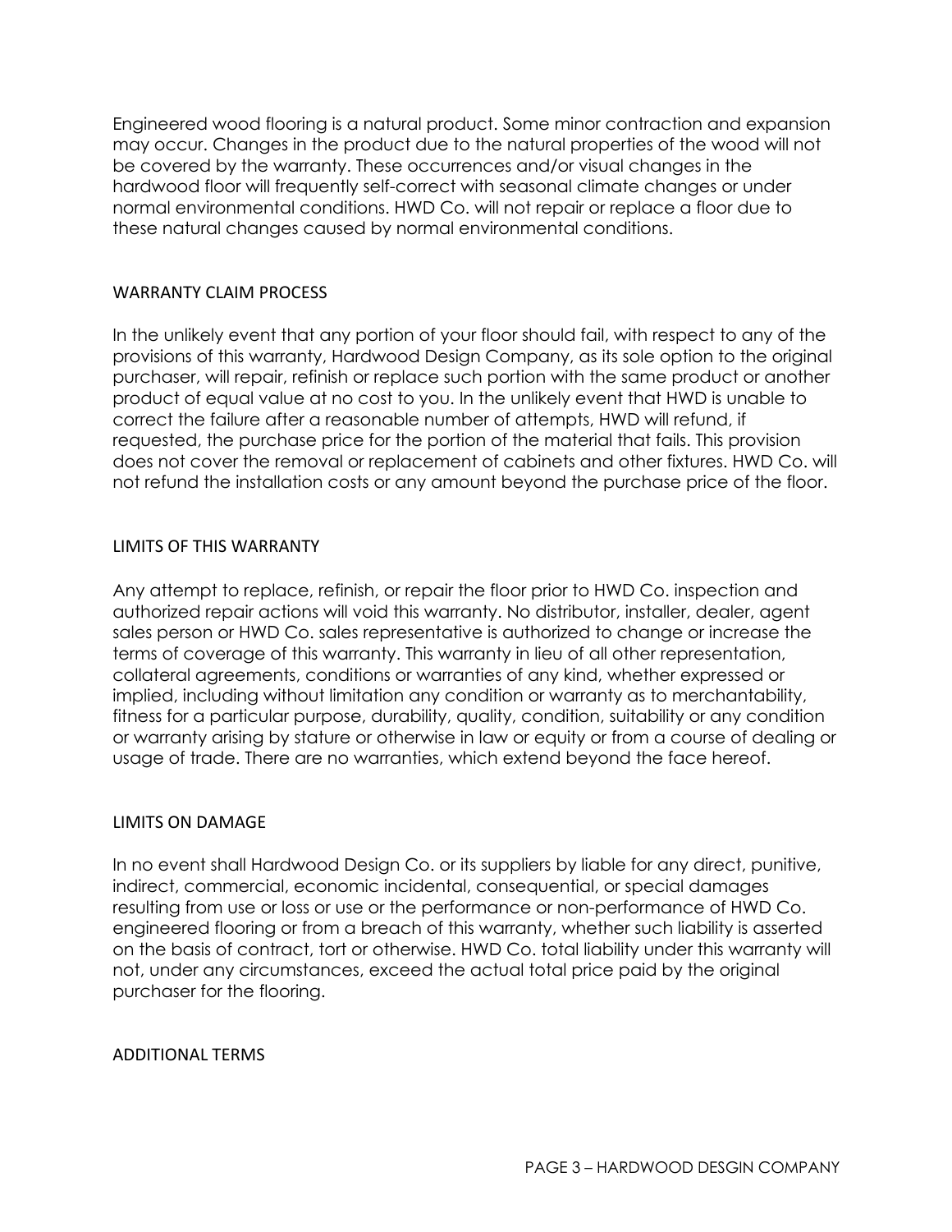Engineered wood flooring is a natural product. Some minor contraction and expansion may occur. Changes in the product due to the natural properties of the wood will not be covered by the warranty. These occurrences and/or visual changes in the hardwood floor will frequently self-correct with seasonal climate changes or under normal environmental conditions. HWD Co. will not repair or replace a floor due to these natural changes caused by normal environmental conditions.

## WARRANTY CLAIM PROCESS

In the unlikely event that any portion of your floor should fail, with respect to any of the provisions of this warranty, Hardwood Design Company, as its sole option to the original purchaser, will repair, refinish or replace such portion with the same product or another product of equal value at no cost to you. In the unlikely event that HWD is unable to correct the failure after a reasonable number of attempts, HWD will refund, if requested, the purchase price for the portion of the material that fails. This provision does not cover the removal or replacement of cabinets and other fixtures. HWD Co. will not refund the installation costs or any amount beyond the purchase price of the floor.

## LIMITS OF THIS WARRANTY

Any attempt to replace, refinish, or repair the floor prior to HWD Co. inspection and authorized repair actions will void this warranty. No distributor, installer, dealer, agent sales person or HWD Co. sales representative is authorized to change or increase the terms of coverage of this warranty. This warranty in lieu of all other representation, collateral agreements, conditions or warranties of any kind, whether expressed or implied, including without limitation any condition or warranty as to merchantability, fitness for a particular purpose, durability, quality, condition, suitability or any condition or warranty arising by stature or otherwise in law or equity or from a course of dealing or usage of trade. There are no warranties, which extend beyond the face hereof.

## LIMITS ON DAMAGE

In no event shall Hardwood Design Co. or its suppliers by liable for any direct, punitive, indirect, commercial, economic incidental, consequential, or special damages resulting from use or loss or use or the performance or non-performance of HWD Co. engineered flooring or from a breach of this warranty, whether such liability is asserted on the basis of contract, tort or otherwise. HWD Co. total liability under this warranty will not, under any circumstances, exceed the actual total price paid by the original purchaser for the flooring.

## ADDITIONAL TERMS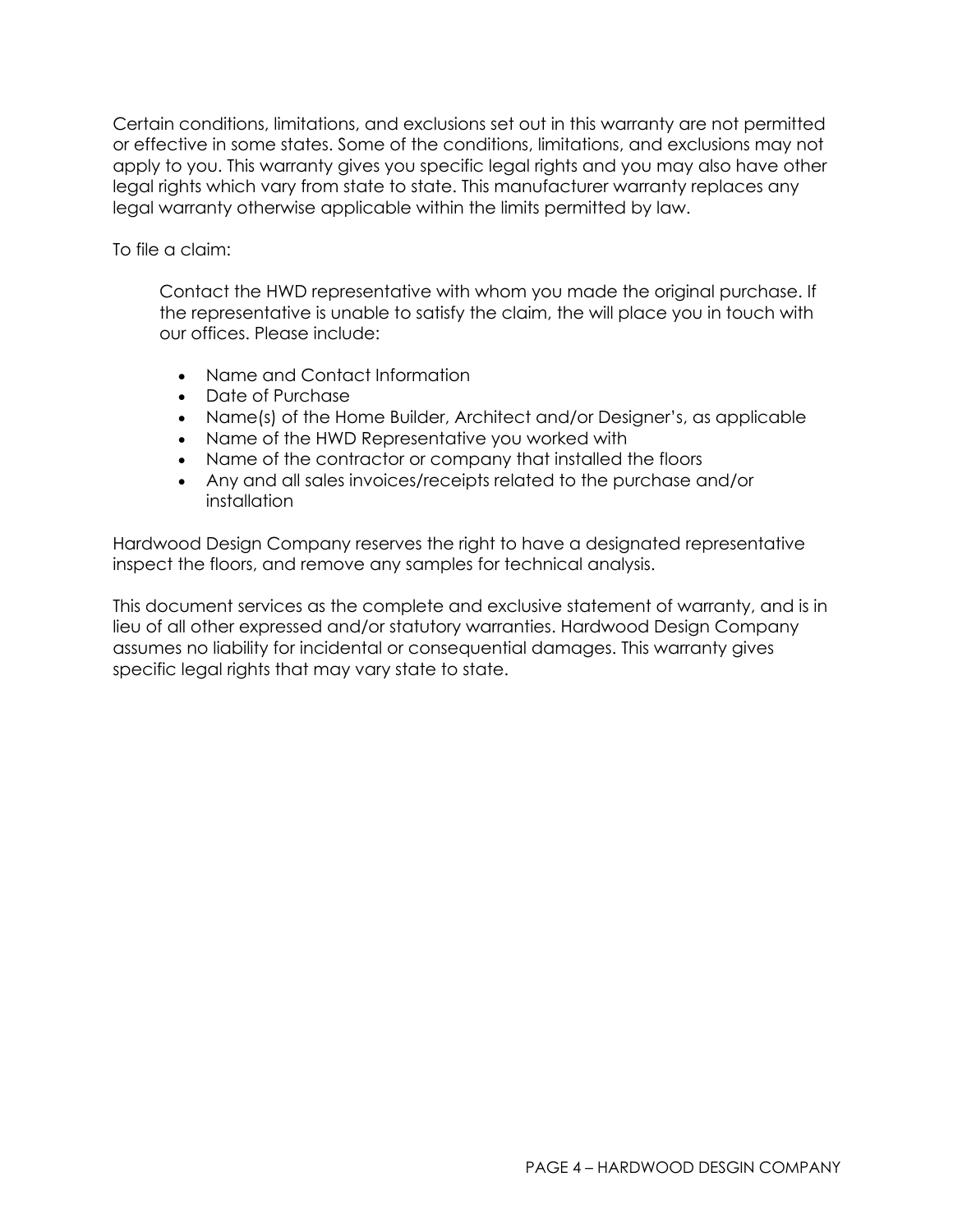Certain conditions, limitations, and exclusions set out in this warranty are not permitted or effective in some states. Some of the conditions, limitations, and exclusions may not apply to you. This warranty gives you specific legal rights and you may also have other legal rights which vary from state to state. This manufacturer warranty replaces any legal warranty otherwise applicable within the limits permitted by law.

To file a claim:

Contact the HWD representative with whom you made the original purchase. If the representative is unable to satisfy the claim, the will place you in touch with our offices. Please include:

- Name and Contact Information
- Date of Purchase
- Name(s) of the Home Builder, Architect and/or Designer's, as applicable
- Name of the HWD Representative you worked with
- Name of the contractor or company that installed the floors
- Any and all sales invoices/receipts related to the purchase and/or installation

Hardwood Design Company reserves the right to have a designated representative inspect the floors, and remove any samples for technical analysis.

This document services as the complete and exclusive statement of warranty, and is in lieu of all other expressed and/or statutory warranties. Hardwood Design Company assumes no liability for incidental or consequential damages. This warranty gives specific legal rights that may vary state to state.